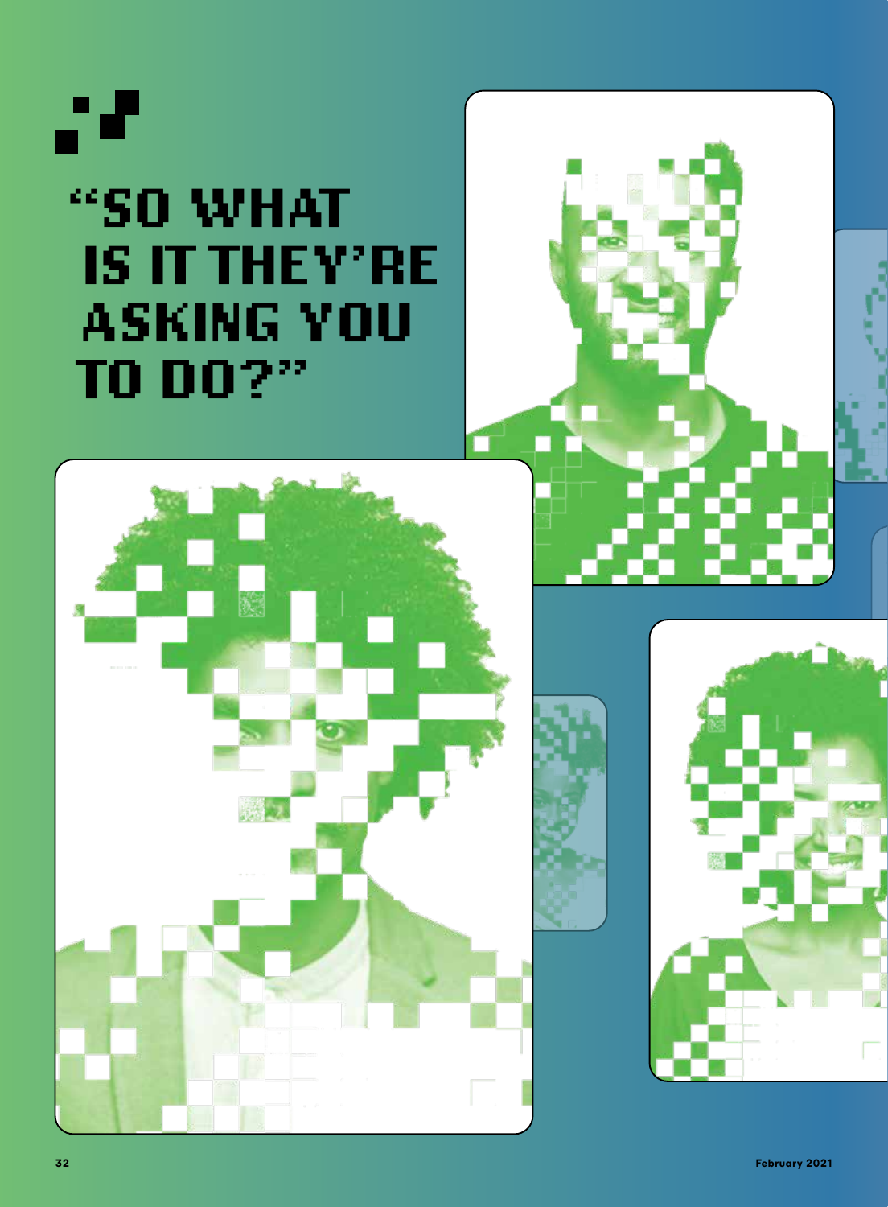# "SO WHAT IS IT THEY'RE ASKING YOU TO DO?"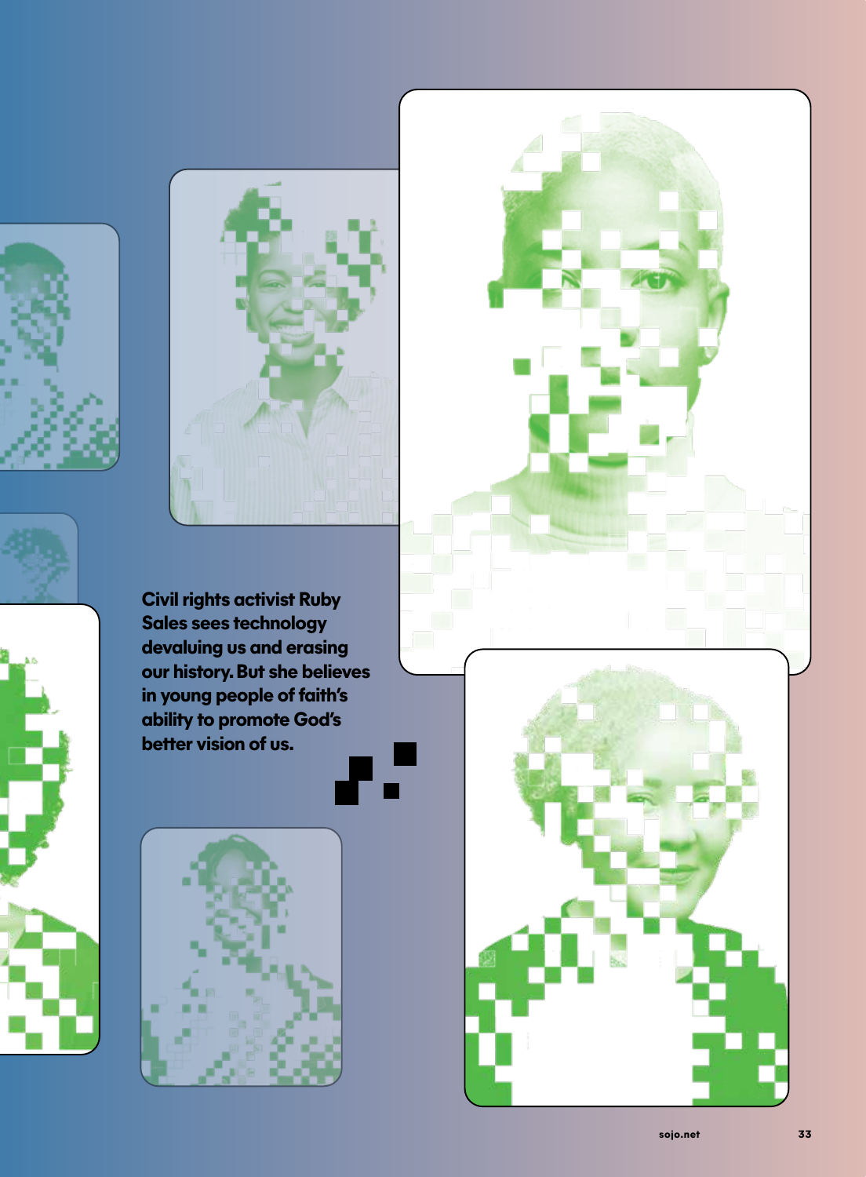**Civil rights activist Ruby Sales sees technology devaluing us and erasing our history. But she believes in young people of faith's ability to promote God's better vision of us.**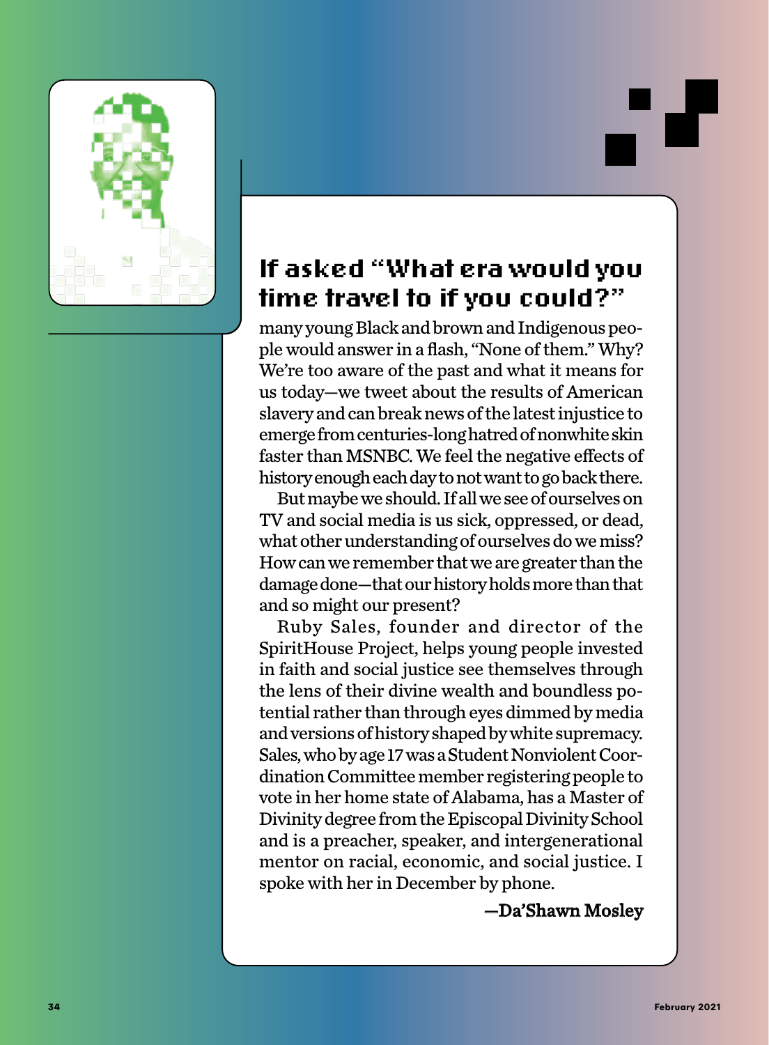## If asked "What era would you time travel to if you could?"

many young Black and brown and Indigenous people would answer in a flash, "None of them." Why? We're too aware of the past and what it means for us today—we tweet about the results of American slavery and can break news of the latest injustice to emerge from centuries-long hatred of nonwhite skin faster than MSNBC. We feel the negative effects of history enough each day to not want to go back there.

But maybe we should. If all we see of ourselves on TV and social media is us sick, oppressed, or dead, what other understanding of ourselves do we miss? How can we remember that we are greater than the damage done—that our history holds more than that and so might our present?

Ruby Sales, founder and director of the SpiritHouse Project, helps young people invested in faith and social justice see themselves through the lens of their divine wealth and boundless potential rather than through eyes dimmed by media and versions of history shaped by white supremacy. Sales, who by age 17 was a Student Nonviolent Coordination Committee member registering people to vote in her home state of Alabama, has a Master of Divinity degree from the Episcopal Divinity School and is a preacher, speaker, and intergenerational mentor on racial, economic, and social justice. I spoke with her in December by phone.

—Da'Shawn Mosley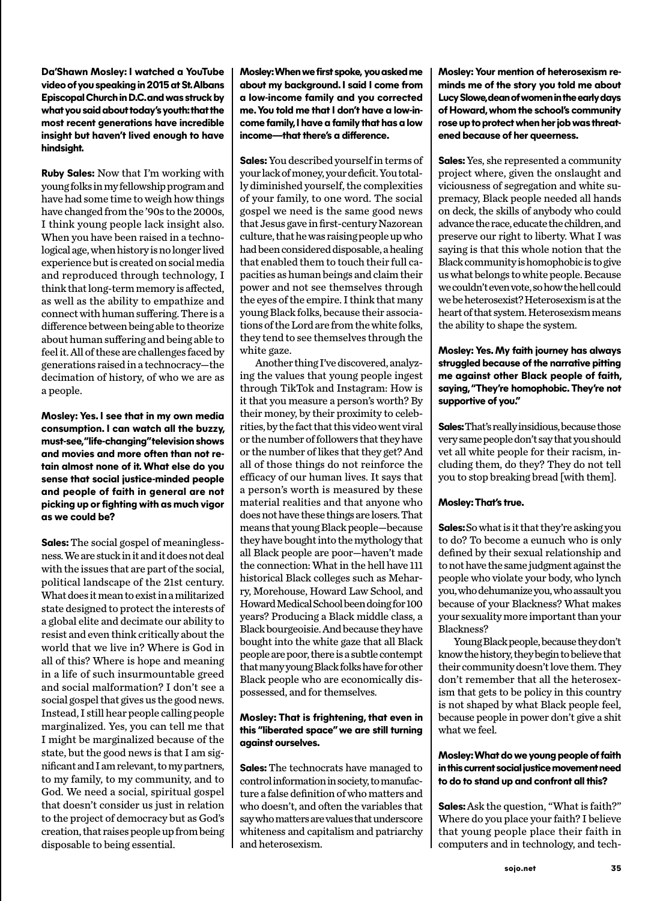**Da'Shawn Mosley: I watched a YouTube video of you speaking in 2015 at St. Albans Episcopal Church in D.C. and was struck by what you said about today's youth: that the most recent generations have incredible insight but haven't lived enough to have hindsight.**

**Ruby Sales:** Now that I'm working with young folks in my fellowship program and have had some time to weigh how things have changed from the '90s to the 2000s, I think young people lack insight also. When you have been raised in a technological age, when history is no longer lived experience but is created on social media and reproduced through technology, I think that long-term memory is affected, as well as the ability to empathize and connect with human suffering. There is a difference between being able to theorize about human suffering and being able to feel it. All of these are challenges faced by generations raised in a technocracy—the decimation of history, of who we are as a people.

**Mosley: Yes. I see that in my own media consumption. I can watch all the buzzy, must-see, "life-changing" television shows and movies and more often than not retain almost none of it. What else do you sense that social justice-minded people and people of faith in general are not picking up or fighting with as much vigor as we could be?**

**Sales:** The social gospel of meaninglessness. We are stuck in it and it does not deal with the issues that are part of the social, political landscape of the 21st century. What does it mean to exist in a militarized state designed to protect the interests of a global elite and decimate our ability to resist and even think critically about the world that we live in? Where is God in all of this? Where is hope and meaning in a life of such insurmountable greed and social malformation? I don't see a social gospel that gives us the good news. Instead, I still hear people calling people marginalized. Yes, you can tell me that I might be marginalized because of the state, but the good news is that I am significant and I am relevant, to my partners, to my family, to my community, and to God. We need a social, spiritual gospel that doesn't consider us just in relation to the project of democracy but as God's creation, that raises people up from being disposable to being essential.

**Mosley: When we first spoke, you asked me about my background. I said I come from a low-income family and you corrected me. You told me that I don't have a low-income family, I have a family that has a low income—that there's a difference.**

**Sales:** You described yourself in terms of your lack of money, your deficit. You totally diminished yourself, the complexities of your family, to one word. The social gospel we need is the same good news that Jesus gave in first-century Nazorean culture, that he was raising people up who had been considered disposable, a healing that enabled them to touch their full capacities as human beings and claim their power and not see themselves through the eyes of the empire. I think that many young Black folks, because their associations of the Lord are from the white folks, they tend to see themselves through the white gaze.

Another thing I've discovered, analyzing the values that young people ingest through TikTok and Instagram: How is it that you measure a person's worth? By their money, by their proximity to celebrities, by the fact that this video went viral or the number of followers that they have or the number of likes that they get? And all of those things do not reinforce the efficacy of our human lives. It says that a person's worth is measured by these material realities and that anyone who does not have these things are losers. That means that young Black people—because they have bought into the mythology that all Black people are poor—haven't made the connection: What in the hell have 111 historical Black colleges such as Meharry, Morehouse, Howard Law School, and Howard Medical School been doing for 100 years? Producing a Black middle class, a Black bourgeoisie. And because they have bought into the white gaze that all Black people are poor, there is a subtle contempt that many young Black folks have for other Black people who are economically dispossessed, and for themselves.

**Mosley: That is frightening, that even in this "liberated space" we are still turning against ourselves.**

**Sales:** The technocrats have managed to control information in society, to manufacture a false definition of who matters and who doesn't, and often the variables that say who matters are values that underscore whiteness and capitalism and patriarchy and heterosexism.

**Mosley: Your mention of heterosexism reminds me of the story you told me about Lucy Slowe, dean of women in the early days of Howard, whom the school's community rose up to protect when her job was threatened because of her queerness.**

**Sales:** Yes, she represented a community project where, given the onslaught and viciousness of segregation and white supremacy, Black people needed all hands on deck, the skills of anybody who could advance the race, educate the children, and preserve our right to liberty. What I was saying is that this whole notion that the Black community is homophobic is to give us what belongs to white people. Because we couldn't even vote, so how the hell could we be heterosexist? Heterosexism is at the heart of that system. Heterosexism means the ability to shape the system.

**Mosley: Yes. My faith journey has always struggled because of the narrative pitting me against other Black people of faith, saying, "They're homophobic. They're not supportive of you."**

**Sales:** That's really insidious, because those very same people don't say that you should vet all white people for their racism, including them, do they? They do not tell you to stop breaking bread [with them].

**Mosley: That's true.**

**Sales:** So what is it that they're asking you to do? To become a eunuch who is only defined by their sexual relationship and to not have the same judgment against the people who violate your body, who lynch you, who dehumanize you, who assault you because of your Blackness? What makes your sexuality more important than your Blackness?

Young Black people, because they don't know the history, they begin to believe that their community doesn't love them. They don't remember that all the heterosexism that gets to be policy in this country is not shaped by what Black people feel, because people in power don't give a shit what we feel.

**Mosley: What do we young people of faith in this current social justice movement need to do to stand up and confront all this?**

**Sales:** Ask the question, "What is faith?" Where do you place your faith? I believe that young people place their faith in computers and in technology, and tech-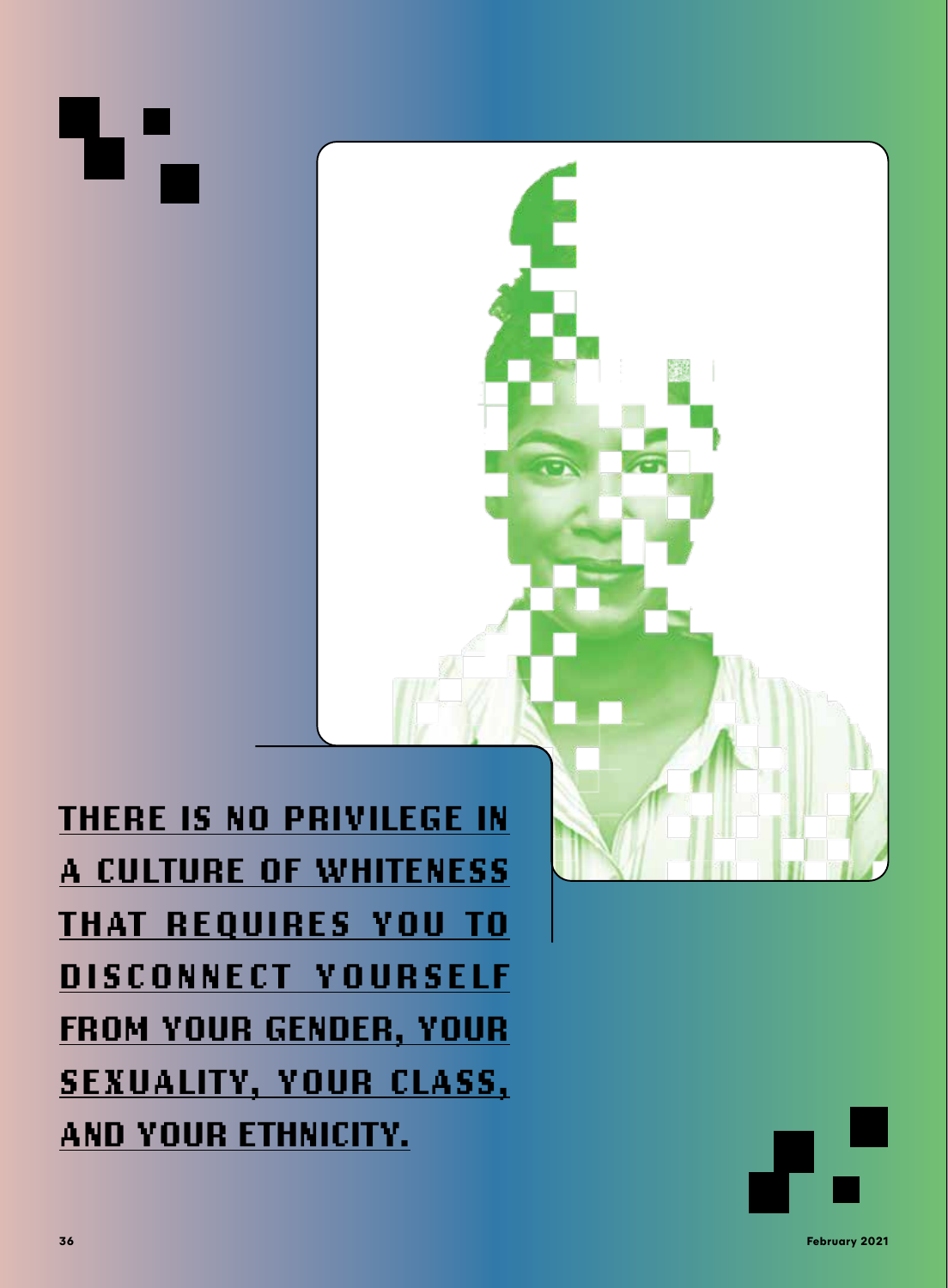**THERE IS NO PRIVILEGE IN A CULTURE OF WHITENESS THAT REQUIRES YOU TO DISCONNECT YOURSELF FROM YOUR GENDER, YOUR SEXUALITY, YOUR CLASS, AND YOUR ETHNICITY.**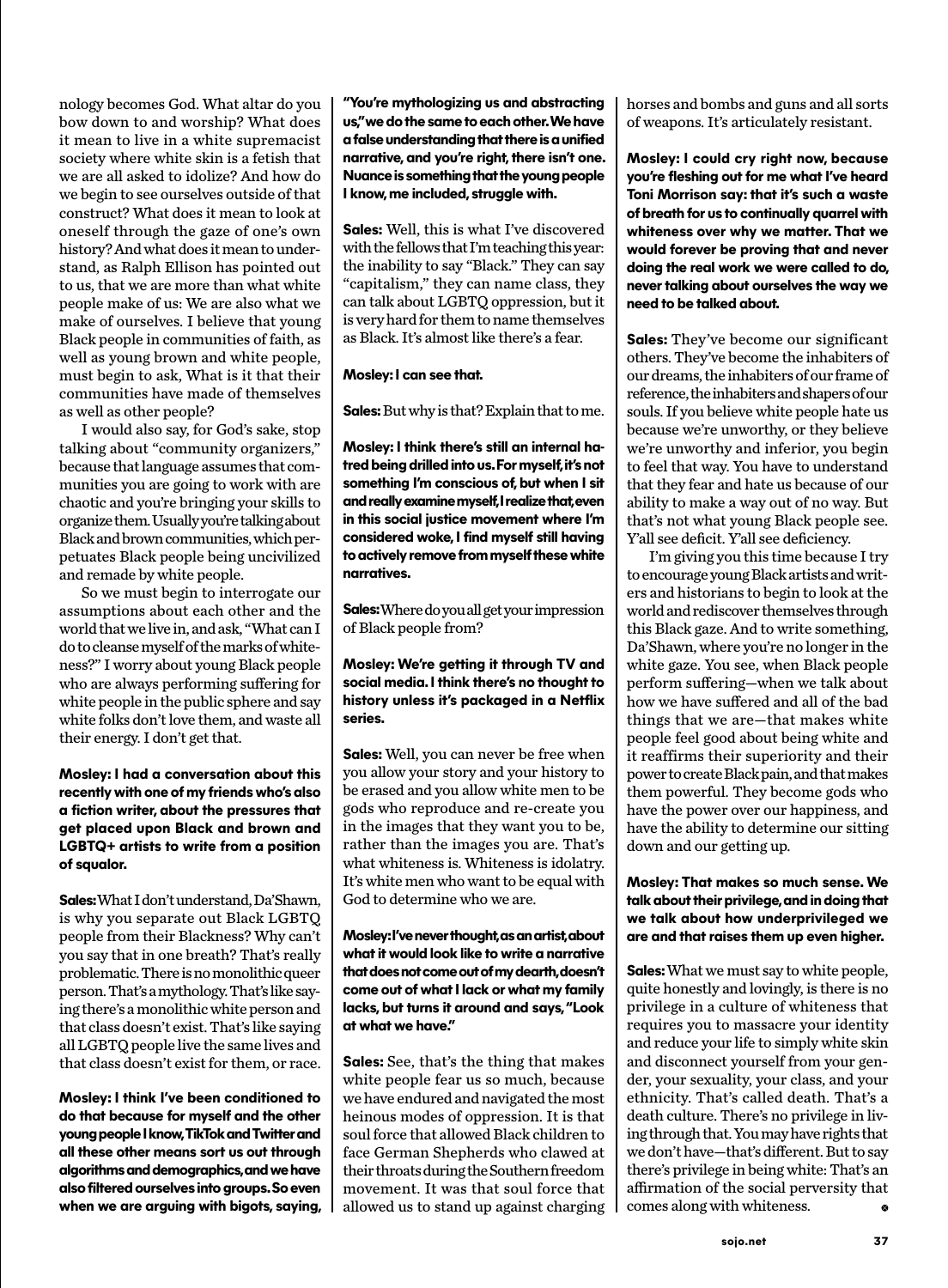nology becomes God. What altar do you bow down to and worship? What does it mean to live in a white supremacist society where white skin is a fetish that we are all asked to idolize? And how do we begin to see ourselves outside of that construct? What does it mean to look at oneself through the gaze of one's own history? And what does it mean to understand, as Ralph Ellison has pointed out to us, that we are more than what white people make of us: We are also what we make of ourselves. I believe that young Black people in communities of faith, as well as young brown and white people, must begin to ask, What is it that their communities have made of themselves as well as other people?

I would also say, for God's sake, stop talking about "community organizers," because that language assumes that communities you are going to work with are chaotic and you're bringing your skills to organize them. Usually you're talking about Black and brown communities, which perpetuates Black people being uncivilized and remade by white people.

So we must begin to interrogate our assumptions about each other and the world that we live in, and ask, "What can I do to cleanse myself of the marks of whiteness?" I worry about young Black people who are always performing suffering for white people in the public sphere and say white folks don't love them, and waste all their energy. I don't get that.

**Mosley: I had a conversation about this recently with one of my friends who's also a fiction writer, about the pressures that get placed upon Black and brown and LGBTQ+ artists to write from a position of squalor.**

**Sales:** What I don't understand, Da'Shawn, is why you separate out Black LGBTQ people from their Blackness? Why can't you say that in one breath? That's really problematic. There is no monolithic queer person. That's a mythology. That's like saying there's a monolithic white person and that class doesn't exist. That's like saying all LGBTQ people live the same lives and that class doesn't exist for them, or race.

**Mosley: I think I've been conditioned to do that because for myself and the other young people I know, TikTok and Twitter and all these other means sort us out through algorithms and demographics, and we have also filtered ourselves into groups. So even when we are arguing with bigots, saying, "You're mythologizing us and abstracting us," we do the same to each other. We have a false understanding that there is a unified narrative, and you're right, there isn't one. Nuance is something that the young people I know, me included, struggle with.**

**Sales:** Well, this is what I've discovered with the fellows that I'm teaching this year: the inability to say "Black." They can say "capitalism," they can name class, they can talk about LGBTQ oppression, but it is very hard for them to name themselves as Black. It's almost like there's a fear.

**Mosley: I can see that.**

**Sales:** But why is that? Explain that to me.

**Mosley: I think there's still an internal hatred being drilled into us. For myself, it's not something I'm conscious of, but when I sit and really examine myself, I realize that, even in this social justice movement where I'm considered woke, I find myself still having to actively remove from myself these white narratives.**

**Sales:** Where do you all get your impression of Black people from?

**Mosley: We're getting it through TV and social media. I think there's no thought to history unless it's packaged in a Netflix series.**

**Sales:** Well, you can never be free when you allow your story and your history to be erased and you allow white men to be gods who reproduce and re-create you in the images that they want you to be, rather than the images you are. That's what whiteness is. Whiteness is idolatry. It's white men who want to be equal with God to determine who we are.

**Mosley: I've never thought, as an artist, about what it would look like to write a narrative that does not come out of my dearth, doesn't come out of what I lack or what my family lacks, but turns it around and says, "Look at what we have."**

**Sales:** See, that's the thing that makes white people fear us so much, because we have endured and navigated the most heinous modes of oppression. It is that soul force that allowed Black children to face German Shepherds who clawed at their throats during the Southern freedom movement. It was that soul force that allowed us to stand up against charging horses and bombs and guns and all sorts of weapons. It's articulately resistant.

**Mosley: I could cry right now, because you're fleshing out for me what I've heard Toni Morrison say: that it's such a waste of breath for us to continually quarrel with whiteness over why we matter. That we would forever be proving that and never doing the real work we were called to do, never talking about ourselves the way we need to be talked about.**

**Sales:** They've become our significant others. They've become the inhabiters of our dreams, the inhabiters of our frame of reference, the inhabiters and shapers of our souls. If you believe white people hate us because we're unworthy, or they believe we're unworthy and inferior, you begin to feel that way. You have to understand that they fear and hate us because of our ability to make a way out of no way. But that's not what young Black people see. Y'all see deficit. Y'all see deficiency.

I'm giving you this time because I try to encourage young Black artists and writers and historians to begin to look at the world and rediscover themselves through this Black gaze. And to write something, Da'Shawn, where you're no longer in the white gaze. You see, when Black people perform suffering—when we talk about how we have suffered and all of the bad things that we are—that makes white people feel good about being white and it reaffirms their superiority and their power to create Black pain, and that makes them powerful. They become gods who have the power over our happiness, and have the ability to determine our sitting down and our getting up.

**Mosley: That makes so much sense. We talk about their privilege, and in doing that we talk about how underprivileged we are and that raises them up even higher.**

**Sales:** What we must say to white people, quite honestly and lovingly, is there is no privilege in a culture of whiteness that requires you to massacre your identity and reduce your life to simply white skin and disconnect yourself from your gender, your sexuality, your class, and your ethnicity. That's called death. That's a death culture. There's no privilege in living through that. You may have rights that we don't have—that's different. But to say there's privilege in being white: That's an affirmation of the social perversity that comes along with whiteness.